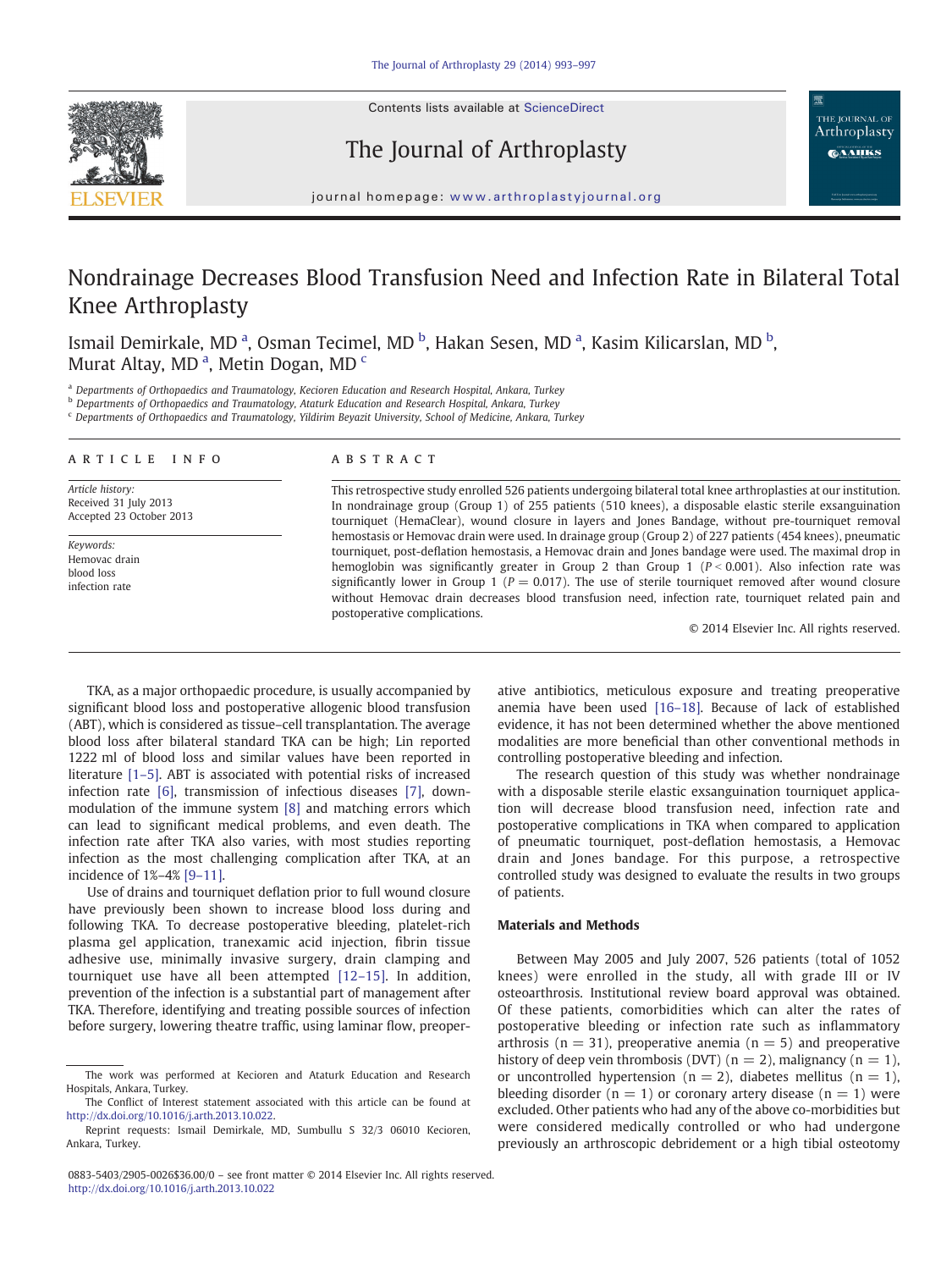# Nondrainage Decreases Blood Transfusion Need and Infection Rate in Bilateral Total Knee Arthroplasty

Ismail Demirkale, MD [a], Osman Tecimel, MD [b], Hakan Sesen, MD [a], Kasim Kilicarslan, MD [b], Murat Altay, MD [a], Metin Dogan, MD [c]

[a] Departments of Orthopaedics and Traumatology, Kecioren Education and Research Hospital, Ankara, Turkey
[b] Departments of Orthopaedics and Traumatology, Ataturk Education and Research Hospital, Ankara, Turkey
[c] Departments of Orthopaedics and Traumatology, Yildirim Beyazit University, School of Medicine, Ankara, Turkey

**ARTICLE INFO**

*Article history:*
Received 31 July 2013
Accepted 23 October 2013

*Keywords:*
Hemovac drain
blood loss
infection rate

**ABSTRACT**

This retrospective study enrolled 526 patients undergoing bilateral total knee arthroplasties at our institution. In nondrainage group (Group 1) of 255 patients (510 knees), a disposable elastic sterile exsanguination tourniquet (HemaClear), wound closure in layers and Jones Bandage, without pre-tourniquet removal hemostasis or Hemovac drain were used. In drainage group (Group 2) of 227 patients (454 knees), pneumatic tourniquet, post-deflation hemostasis, a Hemovac drain and Jones bandage were used. The maximal drop in hemoglobin was significantly greater in Group 2 than Group 1 ($P < 0.001$). Also infection rate was significantly lower in Group 1 ($P = 0.017$). The use of sterile tourniquet removed after wound closure without Hemovac drain decreases blood transfusion need, infection rate, tourniquet related pain and postoperative complications.

© 2014 Elsevier Inc. All rights reserved.

TKA, as a major orthopaedic procedure, is usually accompanied by significant blood loss and postoperative allogenic blood transfusion (ABT), which is considered as tissue–cell transplantation. The average blood loss after bilateral standard TKA can be high; Lin reported 1222 ml of blood loss and similar values have been reported in literature [1–5]. ABT is associated with potential risks of increased infection rate [6], transmission of infectious diseases [7], down-modulation of the immune system [8] and matching errors which can lead to significant medical problems, and even death. The infection rate after TKA also varies, with most studies reporting infection as the most challenging complication after TKA, at an incidence of 1%–4% [9–11].

Use of drains and tourniquet deflation prior to full wound closure have previously been shown to increase blood loss during and following TKA. To decrease postoperative bleeding, platelet-rich plasma gel application, tranexamic acid injection, fibrin tissue adhesive use, minimally invasive surgery, drain clamping and tourniquet use have all been attempted [12–15]. In addition, prevention of the infection is a substantial part of management after TKA. Therefore, identifying and treating possible sources of infection before surgery, lowering theatre traffic, using laminar flow, preoperative antibiotics, meticulous exposure and treating preoperative anemia have been used [16–18]. Because of lack of established evidence, it has not been determined whether the above mentioned modalities are more beneficial than other conventional methods in controlling postoperative bleeding and infection.

The research question of this study was whether nondrainage with a disposable sterile elastic exsanguination tourniquet application will decrease blood transfusion need, infection rate and postoperative complications in TKA when compared to application of pneumatic tourniquet, post-deflation hemostasis, a Hemovac drain and Jones bandage. For this purpose, a retrospective controlled study was designed to evaluate the results in two groups of patients.

## Materials and Methods

Between May 2005 and July 2007, 526 patients (total of 1052 knees) were enrolled in the study, all with grade III or IV osteoarthrosis. Institutional review board approval was obtained. Of these patients, comorbidities which can alter the rates of postoperative bleeding or infection rate such as inflammatory arthrosis ($n = 31$), preoperative anemia ($n = 5$) and preoperative history of deep vein thrombosis (DVT) ($n = 2$), malignancy ($n = 1$), or uncontrolled hypertension ($n = 2$), diabetes mellitus ($n = 1$), bleeding disorder ($n = 1$) or coronary artery disease ($n = 1$) were excluded. Other patients who had any of the above co-morbidities but were considered medically controlled or who had undergone previously an arthroscopic debridement or a high tibial osteotomy

The work was performed at Kecioren and Ataturk Education and Research Hospitals, Ankara, Turkey.

The Conflict of Interest statement associated with this article can be found at http://dx.doi.org/10.1016/j.arth.2013.10.022.

Reprint requests: Ismail Demirkale, MD, Sumbullu S 32/3 06010 Kecioren, Ankara, Turkey.

0883-5403/2905-0026$36.00/0 – see front matter © 2014 Elsevier Inc. All rights reserved.
http://dx.doi.org/10.1016/j.arth.2013.10.022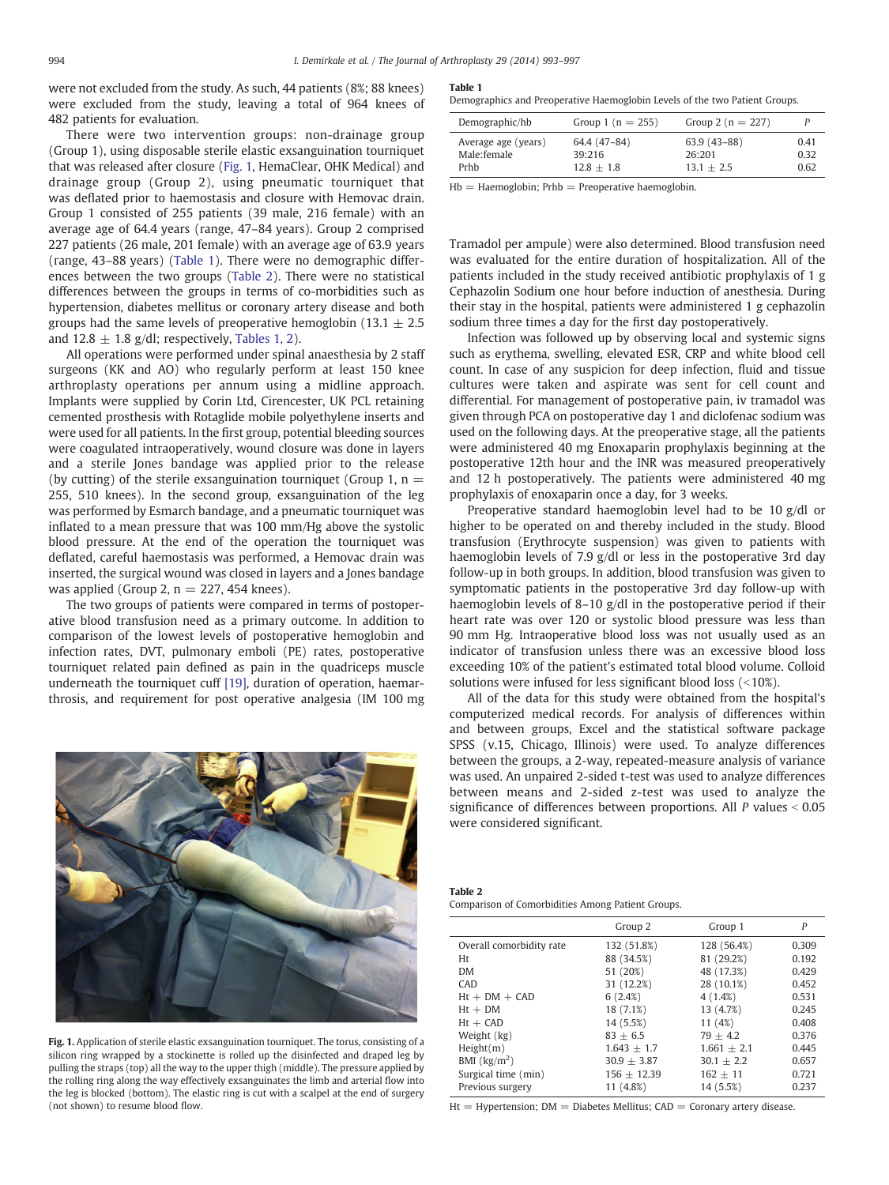were not excluded from the study. As such, 44 patients (8%; 88 knees) were excluded from the study, leaving a total of 964 knees of 482 patients for evaluation.

There were two intervention groups: non-drainage group (Group 1), using disposable sterile elastic exsanguination tourniquet that was released after closure (Fig. 1, HemaClear, OHK Medical) and drainage group (Group 2), using pneumatic tourniquet that was deflated prior to haemostasis and closure with Hemovac drain. Group 1 consisted of 255 patients (39 male, 216 female) with an average age of 64.4 years (range, 47–84 years). Group 2 comprised 227 patients (26 male, 201 female) with an average age of 63.9 years (range, 43–88 years) (Table 1). There were no demographic differences between the two groups (Table 2). There were no statistical differences between the groups in terms of co-morbidities such as hypertension, diabetes mellitus or coronary artery disease and both groups had the same levels of preoperative hemoglobin (13.1 ± 2.5 and 12.8 ± 1.8 g/dl; respectively, Tables 1, 2).

All operations were performed under spinal anaesthesia by 2 staff surgeons (KK and AO) who regularly perform at least 150 knee arthroplasty operations per annum using a midline approach. Implants were supplied by Corin Ltd, Cirencester, UK PCL retaining cemented prosthesis with Rotaglide mobile polyethylene inserts and were used for all patients. In the first group, potential bleeding sources were coagulated intraoperatively, wound closure was done in layers and a sterile Jones bandage was applied prior to the release (by cutting) of the sterile exsanguination tourniquet (Group 1, n = 255, 510 knees). In the second group, exsanguination of the leg was performed by Esmarch bandage, and a pneumatic tourniquet was inflated to a mean pressure that was 100 mm/Hg above the systolic blood pressure. At the end of the operation the tourniquet was deflated, careful haemostasis was performed, a Hemovac drain was inserted, the surgical wound was closed in layers and a Jones bandage was applied (Group 2, n = 227, 454 knees).

The two groups of patients were compared in terms of postoperative blood transfusion need as a primary outcome. In addition to comparison of the lowest levels of postoperative hemoglobin and infection rates, DVT, pulmonary emboli (PE) rates, postoperative tourniquet related pain defined as pain in the quadriceps muscle underneath the tourniquet cuff [19], duration of operation, haemarthrosis, and requirement for post operative analgesia (IM 100 mg Tramadol per ampule) were also determined. Blood transfusion need was evaluated for the entire duration of hospitalization. All of the patients included in the study received antibiotic prophylaxis of 1 g Cephazolin Sodium one hour before induction of anesthesia. During their stay in the hospital, patients were administered 1 g cephazolin sodium three times a day for the first day postoperatively.

Fig. 1. Application of sterile elastic exsanguination tourniquet. The torus, consisting of a silicon ring wrapped by a stockinette is rolled up the disinfected and draped leg by pulling the straps (top) all the way to the upper thigh (middle). The pressure applied by the rolling ring along the way effectively exsanguinates the limb and arterial flow into the leg is blocked (bottom). The elastic ring is cut with a scalpel at the end of surgery (not shown) to resume blood flow.

Infection was followed up by observing local and systemic signs such as erythema, swelling, elevated ESR, CRP and white blood cell count. In case of any suspicion for deep infection, fluid and tissue cultures were taken and aspirate was sent for cell count and differential. For management of postoperative pain, iv tramadol was given through PCA on postoperative day 1 and diclofenac sodium was used on the following days. At the preoperative stage, all the patients were administered 40 mg Enoxaparin prophylaxis beginning at the postoperative 12th hour and the INR was measured preoperatively and 12 h postoperatively. The patients were administered 40 mg prophylaxis of enoxaparin once a day, for 3 weeks.

Preoperative standard haemoglobin level had to be 10 g/dl or higher to be operated on and thereby included in the study. Blood transfusion (Erythrocyte suspension) was given to patients with haemoglobin levels of 7.9 g/dl or less in the postoperative 3rd day follow-up in both groups. In addition, blood transfusion was given to symptomatic patients in the postoperative 3rd day follow-up with haemoglobin levels of 8–10 g/dl in the postoperative period if their heart rate was over 120 or systolic blood pressure was less than 90 mm Hg. Intraoperative blood loss was not usually used as an indicator of transfusion unless there was an excessive blood loss exceeding 10% of the patient's estimated total blood volume. Colloid solutions were infused for less significant blood loss (<10%).

All of the data for this study were obtained from the hospital's computerized medical records. For analysis of differences within and between groups, Excel and the statistical software package SPSS (v.15, Chicago, Illinois) were used. To analyze differences between the groups, a 2-way, repeated-measure analysis of variance was used. An unpaired 2-sided t-test was used to analyze differences between means and 2-sided z-test was used to analyze the significance of differences between proportions. All $P$ values < 0.05 were considered significant.

**Table 1**
Demographics and Preoperative Haemoglobin Levels of the two Patient Groups.

| Demographic/hb | Group 1 (n = 255) | Group 2 (n = 227) | P |
|---|---|---|---|
| Average age (years) | 64.4 (47–84) | 63.9 (43–88) | 0.41 |
| Male:female | 39:216 | 26:201 | 0.32 |
| Prhb | 12.8 ± 1.8 | 13.1 ± 2.5 | 0.62 |

Hb = Haemoglobin; Prhb = Preoperative haemoglobin.

**Table 2**
Comparison of Comorbidities Among Patient Groups.

| | Group 2 | Group 1 | P |
|---|---|---|---|
| Overall comorbidity rate | 132 (51.8%) | 128 (56.4%) | 0.309 |
| Ht | 88 (34.5%) | 81 (29.2%) | 0.192 |
| DM | 51 (20%) | 48 (17.3%) | 0.429 |
| CAD | 31 (12.2%) | 28 (10.1%) | 0.452 |
| Ht + DM + CAD | 6 (2.4%) | 4 (1.4%) | 0.531 |
| Ht + DM | 18 (7.1%) | 13 (4.7%) | 0.245 |
| Ht + CAD | 14 (5.5%) | 11 (4%) | 0.408 |
| Weight (kg) | 83 ± 6.5 | 79 ± 4.2 | 0.376 |
| Height(m) | 1.643 ± 1.7 | 1.661 ± 2.1 | 0.445 |
| BMI (kg/m$^2$) | 30.9 ± 3.87 | 30.1 ± 2.2 | 0.657 |
| Surgical time (min) | 156 ± 12.39 | 162 ± 11 | 0.721 |
| Previous surgery | 11 (4.8%) | 14 (5.5%) | 0.237 |

Ht = Hypertension; DM = Diabetes Mellitus; CAD = Coronary artery disease.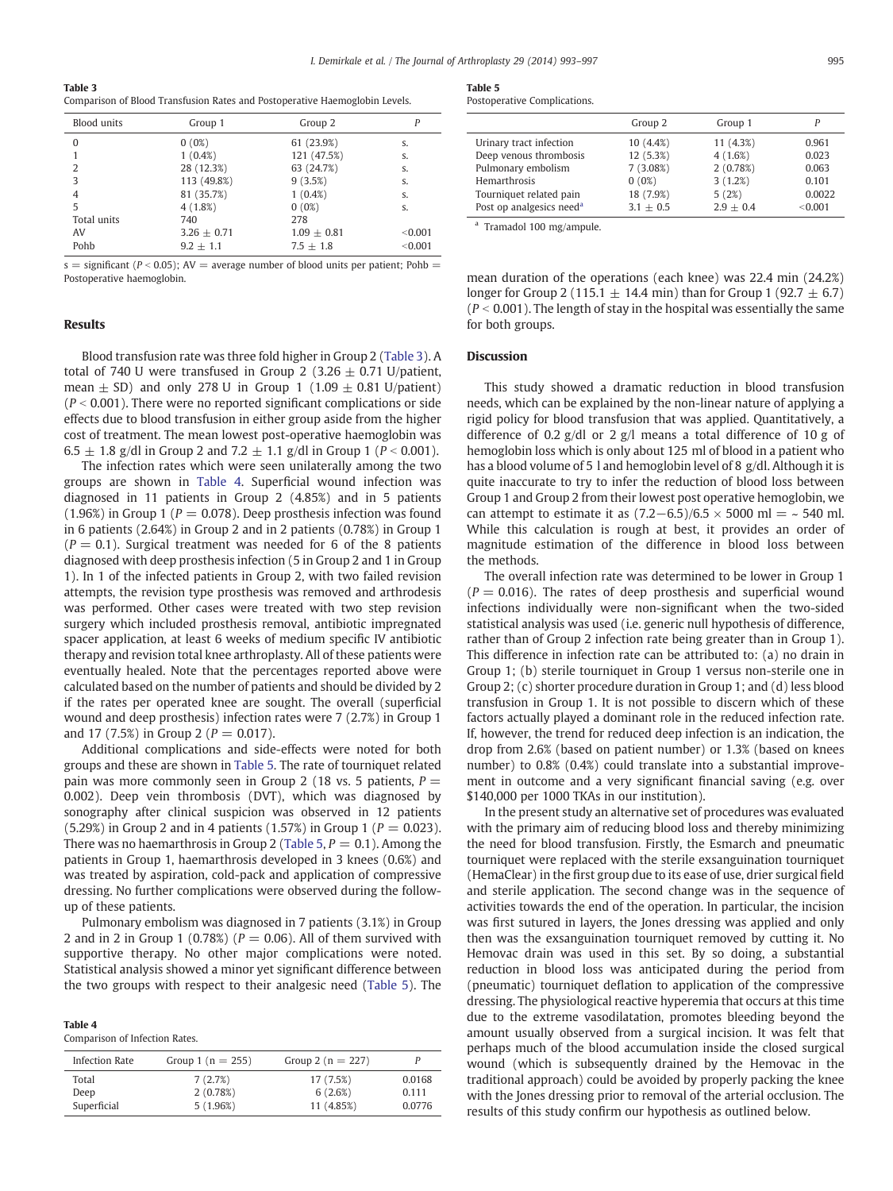**Table 3**
Comparison of Blood Transfusion Rates and Postoperative Haemoglobin Levels.

| Blood units | Group 1 | Group 2 | P |
|---|---|---|---|
| 0 | 0 (0%) | 61 (23.9%) | s. |
| 1 | 1 (0.4%) | 121 (47.5%) | s. |
| 2 | 28 (12.3%) | 63 (24.7%) | s. |
| 3 | 113 (49.8%) | 9 (3.5%) | s. |
| 4 | 81 (35.7%) | 1 (0.4%) | s. |
| 5 | 4 (1.8%) | 0 (0%) | s. |
| Total units | 740 | 278 | |
| AV | 3.26 ± 0.71 | 1.09 ± 0.81 | <0.001 |
| Pohb | 9.2 ± 1.1 | 7.5 ± 1.8 | <0.001 |

s = significant ($P < 0.05$); AV = average number of blood units per patient; Pohb = Postoperative haemoglobin.

## Results

Blood transfusion rate was three fold higher in Group 2 (Table 3). A total of 740 U were transfused in Group 2 (3.26 ± 0.71 U/patient, mean ± SD) and only 278 U in Group 1 (1.09 ± 0.81 U/patient) ($P < 0.001$). There were no reported significant complications or side effects due to blood transfusion in either group aside from the higher cost of treatment. The mean lowest post-operative haemoglobin was 6.5 ± 1.8 g/dl in Group 2 and 7.2 ± 1.1 g/dl in Group 1 ($P < 0.001$).

The infection rates which were seen unilaterally among the two groups are shown in Table 4. Superficial wound infection was diagnosed in 11 patients in Group 2 (4.85%) and in 5 patients (1.96%) in Group 1 ($P = 0.078$). Deep prosthesis infection was found in 6 patients (2.64%) in Group 2 and in 2 patients (0.78%) in Group 1 ($P = 0.1$). Surgical treatment was needed for 6 of the 8 patients diagnosed with deep prosthesis infection (5 in Group 2 and 1 in Group 1). In 1 of the infected patients in Group 2, with two failed revision attempts, the revision type prosthesis was removed and arthrodesis was performed. Other cases were treated with two step revision surgery which included prosthesis removal, antibiotic impregnated spacer application, at least 6 weeks of medium specific IV antibiotic therapy and revision total knee arthroplasty. All of these patients were eventually healed. Note that the percentages reported above were calculated based on the number of patients and should be divided by 2 if the rates per operated knee are sought. The overall (superficial wound and deep prosthesis) infection rates were 7 (2.7%) in Group 1 and 17 (7.5%) in Group 2 ($P = 0.017$).

Additional complications and side-effects were noted for both groups and these are shown in Table 5. The rate of tourniquet related pain was more commonly seen in Group 2 (18 vs. 5 patients, $P = 0.002$). Deep vein thrombosis (DVT), which was diagnosed by sonography after clinical suspicion was observed in 12 patients (5.29%) in Group 2 and in 4 patients (1.57%) in Group 1 ($P = 0.023$). There was no haemarthrosis in Group 2 (Table 5, $P = 0.1$). Among the patients in Group 1, haemarthrosis developed in 3 knees (0.6%) and was treated by aspiration, cold-pack and application of compressive dressing. No further complications were observed during the follow-up of these patients.

Pulmonary embolism was diagnosed in 7 patients (3.1%) in Group 2 and in 2 in Group 1 (0.78%) ($P = 0.06$). All of them survived with supportive therapy. No other major complications were noted. Statistical analysis showed a minor yet significant difference between the two groups with respect to their analgesic need (Table 5). The mean duration of the operations (each knee) was 22.4 min (24.2%) longer for Group 2 (115.1 ± 14.4 min) than for Group 1 (92.7 ± 6.7) ($P < 0.001$). The length of stay in the hospital was essentially the same for both groups.

**Table 4**
Comparison of Infection Rates.

| Infection Rate | Group 1 (n = 255) | Group 2 (n = 227) | P |
|---|---|---|---|
| Total | 7 (2.7%) | 17 (7.5%) | 0.0168 |
| Deep | 2 (0.78%) | 6 (2.6%) | 0.111 |
| Superficial | 5 (1.96%) | 11 (4.85%) | 0.0776 |

**Table 5**
Postoperative Complications.

| | Group 2 | Group 1 | P |
|---|---|---|---|
| Urinary tract infection | 10 (4.4%) | 11 (4.3%) | 0.961 |
| Deep venous thrombosis | 12 (5.3%) | 4 (1.6%) | 0.023 |
| Pulmonary embolism | 7 (3.08%) | 2 (0.78%) | 0.063 |
| Hemarthrosis | 0 (0%) | 3 (1.2%) | 0.101 |
| Tourniquet related pain | 18 (7.9%) | 5 (2%) | 0.0022 |
| Post op analgesics need[a] | 3.1 ± 0.5 | 2.9 ± 0.4 | <0.001 |

[a] Tramadol 100 mg/ampule.

## Discussion

This study showed a dramatic reduction in blood transfusion needs, which can be explained by the non-linear nature of applying a rigid policy for blood transfusion that was applied. Quantitatively, a difference of 0.2 g/dl or 2 g/l means a total difference of 10 g of hemoglobin loss which is only about 125 ml of blood in a patient who has a blood volume of 5 l and hemoglobin level of 8 g/dl. Although it is quite inaccurate to try to infer the reduction of blood loss between Group 1 and Group 2 from their lowest post operative hemoglobin, we can attempt to estimate it as $(7.2-6.5)/6.5 \times 5000$ ml = ~ 540 ml. While this calculation is rough at best, it provides an order of magnitude estimation of the difference in blood loss between the methods.

The overall infection rate was determined to be lower in Group 1 ($P = 0.016$). The rates of deep prosthesis and superficial wound infections individually were non-significant when the two-sided statistical analysis was used (i.e. generic null hypothesis of difference, rather than of Group 2 infection rate being greater than in Group 1). This difference in infection rate can be attributed to: (a) no drain in Group 1; (b) sterile tourniquet in Group 1 versus non-sterile one in Group 2; (c) shorter procedure duration in Group 1; and (d) less blood transfusion in Group 1. It is not possible to discern which of these factors actually played a dominant role in the reduced infection rate. If, however, the trend for reduced deep infection is an indication, the drop from 2.6% (based on patient number) or 1.3% (based on knees number) to 0.8% (0.4%) could translate into a substantial improvement in outcome and a very significant financial saving (e.g. over \$140,000 per 1000 TKAs in our institution).

In the present study an alternative set of procedures was evaluated with the primary aim of reducing blood loss and thereby minimizing the need for blood transfusion. Firstly, the Esmarch and pneumatic tourniquet were replaced with the sterile exsanguination tourniquet (HemaClear) in the first group due to its ease of use, drier surgical field and sterile application. The second change was in the sequence of activities towards the end of the operation. In particular, the incision was first sutured in layers, the Jones dressing was applied and only then was the exsanguination tourniquet removed by cutting it. No Hemovac drain was used in this set. By so doing, a substantial reduction in blood loss was anticipated during the period from (pneumatic) tourniquet deflation to application of the compressive dressing. The physiological reactive hyperemia that occurs at this time due to the extreme vasodilatation, promotes bleeding beyond the amount usually observed from a surgical incision. It was felt that perhaps much of the blood accumulation inside the closed surgical wound (which is subsequently drained by the Hemovac in the traditional approach) could be avoided by properly packing the knee with the Jones dressing prior to removal of the arterial occlusion. The results of this study confirm our hypothesis as outlined below.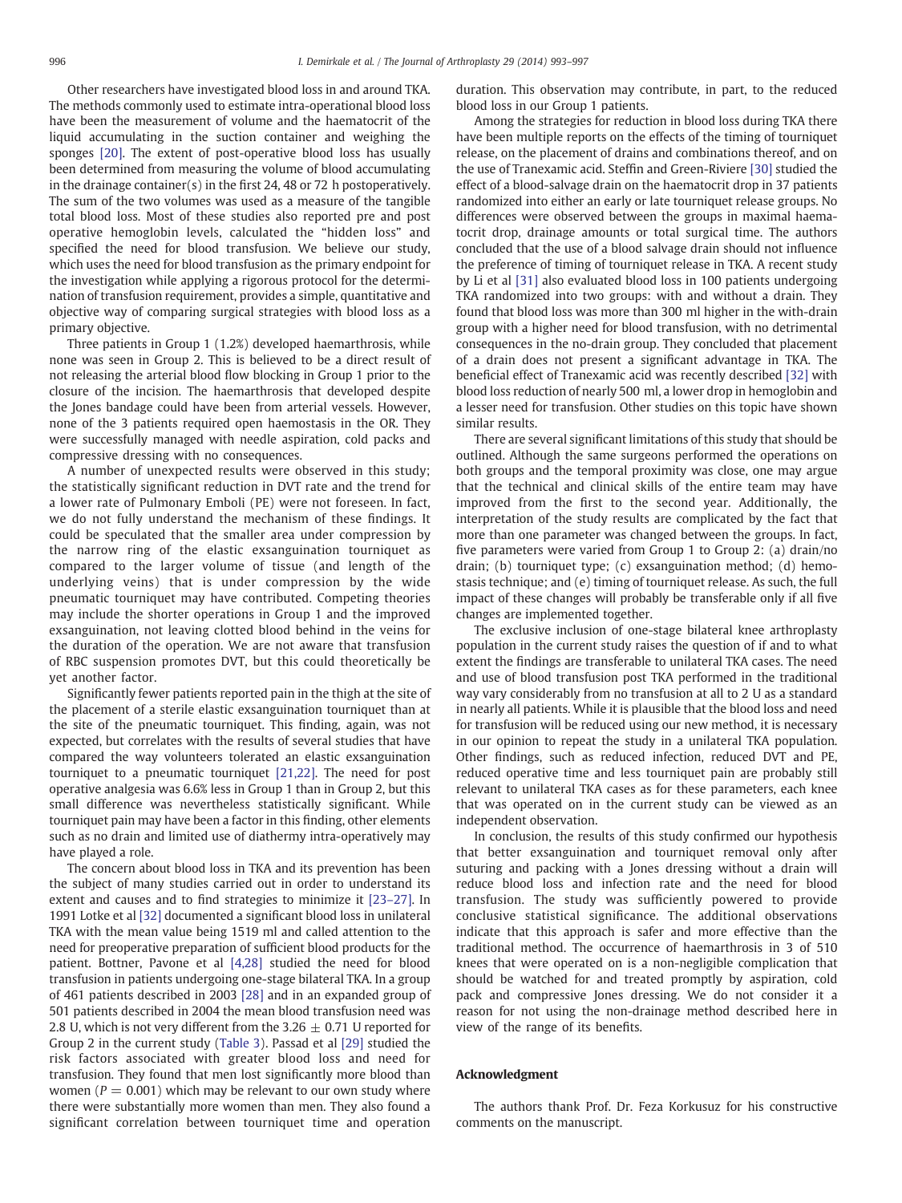Other researchers have investigated blood loss in and around TKA. The methods commonly used to estimate intra-operational blood loss have been the measurement of volume and the haematocrit of the liquid accumulating in the suction container and weighing the sponges [20]. The extent of post-operative blood loss has usually been determined from measuring the volume of blood accumulating in the drainage container(s) in the first 24, 48 or 72 h postoperatively. The sum of the two volumes was used as a measure of the tangible total blood loss. Most of these studies also reported pre and post operative hemoglobin levels, calculated the "hidden loss" and specified the need for blood transfusion. We believe our study, which uses the need for blood transfusion as the primary endpoint for the investigation while applying a rigorous protocol for the determination of transfusion requirement, provides a simple, quantitative and objective way of comparing surgical strategies with blood loss as a primary objective.

Three patients in Group 1 (1.2%) developed haemarthrosis, while none was seen in Group 2. This is believed to be a direct result of not releasing the arterial blood flow blocking in Group 1 prior to the closure of the incision. The haemarthrosis that developed despite the Jones bandage could have been from arterial vessels. However, none of the 3 patients required open haemostasis in the OR. They were successfully managed with needle aspiration, cold packs and compressive dressing with no consequences.

A number of unexpected results were observed in this study; the statistically significant reduction in DVT rate and the trend for a lower rate of Pulmonary Emboli (PE) were not foreseen. In fact, we do not fully understand the mechanism of these findings. It could be speculated that the smaller area under compression by the narrow ring of the elastic exsanguination tourniquet as compared to the larger volume of tissue (and length of the underlying veins) that is under compression by the wide pneumatic tourniquet may have contributed. Competing theories may include the shorter operations in Group 1 and the improved exsanguination, not leaving clotted blood behind in the veins for the duration of the operation. We are not aware that transfusion of RBC suspension promotes DVT, but this could theoretically be yet another factor.

Significantly fewer patients reported pain in the thigh at the site of the placement of a sterile elastic exsanguination tourniquet than at the site of the pneumatic tourniquet. This finding, again, was not expected, but correlates with the results of several studies that have compared the way volunteers tolerated an elastic exsanguination tourniquet to a pneumatic tourniquet [21,22]. The need for post operative analgesia was 6.6% less in Group 1 than in Group 2, but this small difference was nevertheless statistically significant. While tourniquet pain may have been a factor in this finding, other elements such as no drain and limited use of diathermy intra-operatively may have played a role.

The concern about blood loss in TKA and its prevention has been the subject of many studies carried out in order to understand its extent and causes and to find strategies to minimize it [23–27]. In 1991 Lotke et al [32] documented a significant blood loss in unilateral TKA with the mean value being 1519 ml and called attention to the need for preoperative preparation of sufficient blood products for the patient. Bottner, Pavone et al [4,28] studied the need for blood transfusion in patients undergoing one-stage bilateral TKA. In a group of 461 patients described in 2003 [28] and in an expanded group of 501 patients described in 2004 the mean blood transfusion need was 2.8 U, which is not very different from the $3.26 \pm 0.71$ U reported for Group 2 in the current study (Table 3). Passad et al [29] studied the risk factors associated with greater blood loss and need for transfusion. They found that men lost significantly more blood than women ($P = 0.001$) which may be relevant to our own study where there were substantially more women than men. They also found a significant correlation between tourniquet time and operation duration. This observation may contribute, in part, to the reduced blood loss in our Group 1 patients.

Among the strategies for reduction in blood loss during TKA there have been multiple reports on the effects of the timing of tourniquet release, on the placement of drains and combinations thereof, and on the use of Tranexamic acid. Steffin and Green-Riviere [30] studied the effect of a blood-salvage drain on the haematocrit drop in 37 patients randomized into either an early or late tourniquet release groups. No differences were observed between the groups in maximal haematocrit drop, drainage amounts or total surgical time. The authors concluded that the use of a blood salvage drain should not influence the preference of timing of tourniquet release in TKA. A recent study by Li et al [31] also evaluated blood loss in 100 patients undergoing TKA randomized into two groups: with and without a drain. They found that blood loss was more than 300 ml higher in the with-drain group with a higher need for blood transfusion, with no detrimental consequences in the no-drain group. They concluded that placement of a drain does not present a significant advantage in TKA. The beneficial effect of Tranexamic acid was recently described [32] with blood loss reduction of nearly 500 ml, a lower drop in hemoglobin and a lesser need for transfusion. Other studies on this topic have shown similar results.

There are several significant limitations of this study that should be outlined. Although the same surgeons performed the operations on both groups and the temporal proximity was close, one may argue that the technical and clinical skills of the entire team may have improved from the first to the second year. Additionally, the interpretation of the study results are complicated by the fact that more than one parameter was changed between the groups. In fact, five parameters were varied from Group 1 to Group 2: (a) drain/no drain; (b) tourniquet type; (c) exsanguination method; (d) hemostasis technique; and (e) timing of tourniquet release. As such, the full impact of these changes will probably be transferable only if all five changes are implemented together.

The exclusive inclusion of one-stage bilateral knee arthroplasty population in the current study raises the question of if and to what extent the findings are transferable to unilateral TKA cases. The need and use of blood transfusion post TKA performed in the traditional way vary considerably from no transfusion at all to 2 U as a standard in nearly all patients. While it is plausible that the blood loss and need for transfusion will be reduced using our new method, it is necessary in our opinion to repeat the study in a unilateral TKA population. Other findings, such as reduced infection, reduced DVT and PE, reduced operative time and less tourniquet pain are probably still relevant to unilateral TKA cases as for these parameters, each knee that was operated on in the current study can be viewed as an independent observation.

In conclusion, the results of this study confirmed our hypothesis that better exsanguination and tourniquet removal only after suturing and packing with a Jones dressing without a drain will reduce blood loss and infection rate and the need for blood transfusion. The study was sufficiently powered to provide conclusive statistical significance. The additional observations indicate that this approach is safer and more effective than the traditional method. The occurrence of haemarthrosis in 3 of 510 knees that were operated on is a non-negligible complication that should be watched for and treated promptly by aspiration, cold pack and compressive Jones dressing. We do not consider it a reason for not using the non-drainage method described here in view of the range of its benefits.

## Acknowledgment

The authors thank Prof. Dr. Feza Korkusuz for his constructive comments on the manuscript.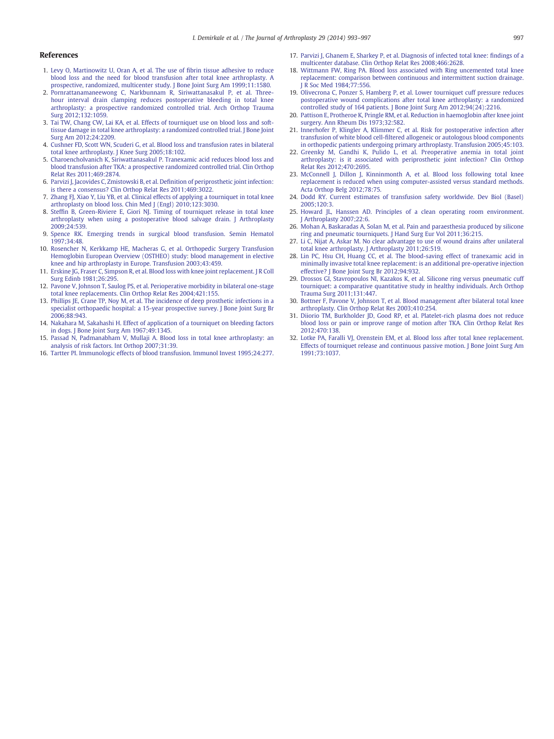## References

1. Levy O, Martinowitz U, Oran A, et al. The use of fibrin tissue adhesive to reduce blood loss and the need for blood transfusion after total knee arthroplasty. A prospective, randomized, multicenter study. J Bone Joint Surg Am 1999;11:1580.
2. Pornrattanamaneewong C, Narkbunnam R, Siriwattanasakul P, et al. Three-hour interval drain clamping reduces postoperative bleeding in total knee arthroplasty: a prospective randomized controlled trial. Arch Orthop Trauma Surg 2012;132:1059.
3. Tai TW, Chang CW, Lai KA, et al. Effects of tourniquet use on blood loss and soft-tissue damage in total knee arthroplasty: a randomized controlled trial. J Bone Joint Surg Am 2012;24:2209.
4. Cushner FD, Scott WN, Scuderi G, et al. Blood loss and transfusion rates in bilateral total knee arthroplasty. J Knee Surg 2005;18:102.
5. Charoencholvanich K, Siriwattanasakul P. Tranexamic acid reduces blood loss and blood transfusion after TKA: a prospective randomized controlled trial. Clin Orthop Relat Res 2011;469:2874.
6. Parvizi J, Jacovides C, Zmistowski B, et al. Definition of periprosthetic joint infection: is there a consensus? Clin Orthop Relat Res 2011;469:3022.
7. Zhang FJ, Xiao Y, Liu YB, et al. Clinical effects of applying a tourniquet in total knee arthroplasty on blood loss. Chin Med J (Engl) 2010;123:3030.
8. Steffin B, Green-Riviere E, Giori NJ. Timing of tourniquet release in total knee arthroplasty when using a postoperative blood salvage drain. J Arthroplasty 2009;24:539.
9. Spence RK. Emerging trends in surgical blood transfusion. Semin Hematol 1997;34:48.
10. Rosencher N, Kerkkamp HE, Macheras G, et al. Orthopedic Surgery Transfusion Hemoglobin European Overview (OSTHEO) study: blood management in elective knee and hip arthroplasty in Europe. Transfusion 2003;43:459.
11. Erskine JG, Fraser C, Simpson R, et al. Blood loss with knee joint replacement. J R Coll Surg Edinb 1981;26:295.
12. Pavone V, Johnson T, Saulog PS, et al. Perioperative morbidity in bilateral one-stage total knee replacements. Clin Orthop Relat Res 2004;421:155.
13. Phillips JE, Crane TP, Noy M, et al. The incidence of deep prosthetic infections in a specialist orthopaedic hospital: a 15-year prospective survey. J Bone Joint Surg Br 2006;88:943.
14. Nakahara M, Sakahashi H. Effect of application of a tourniquet on bleeding factors in dogs. J Bone Joint Surg Am 1967;49:1345.
15. Passad N, Padmanabham V, Mullaji A. Blood loss in total knee arthroplasty: an analysis of risk factors. Int Orthop 2007;31:39.
16. Tartter PI. Immunologic effects of blood transfusion. Immunol Invest 1995;24:277.
17. Parvizi J, Ghanem E, Sharkey P, et al. Diagnosis of infected total knee: findings of a multicenter database. Clin Orthop Relat Res 2008;466:2628.
18. Wittmann FW, Ring PA. Blood loss associated with Ring uncemented total knee replacement: comparison between continuous and intermittent suction drainage. J R Soc Med 1984;77:556.
19. Olivecrona C, Ponzer S, Hamberg P, et al. Lower tourniquet cuff pressure reduces postoperative wound complications after total knee arthroplasty: a randomized controlled study of 164 patients. J Bone Joint Surg Am 2012;94(24):2216.
20. Pattison E, Protheroe K, Pringle RM, et al. Reduction in haemoglobin after knee joint surgery. Ann Rheum Dis 1973;32:582.
21. Innerhofer P, Klingler A, Klimmer C, et al. Risk for postoperative infection after transfusion of white blood cell-filtered allogeneic or autologous blood components in orthopedic patients undergoing primary arthroplasty. Transfusion 2005;45:103.
22. Greenky M, Gandhi K, Pulido L, et al. Preoperative anemia in total joint arthroplasty: is it associated with periprosthetic joint infection? Clin Orthop Relat Res 2012;470:2695.
23. McConnell J, Dillon J, Kinninmonth A, et al. Blood loss following total knee replacement is reduced when using computer-assisted versus standard methods. Acta Orthop Belg 2012;78:75.
24. Dodd RY. Current estimates of transfusion safety worldwide. Dev Biol (Basel) 2005;120:3.
25. Howard JL, Hanssen AD. Principles of a clean operating room environment. J Arthroplasty 2007;22:6.
26. Mohan A, Baskaradas A, Solan M, et al. Pain and paraesthesia produced by silicone ring and pneumatic tourniquets. J Hand Surg Eur Vol 2011;36:215.
27. Li C, Nijat A, Askar M. No clear advantage to use of wound drains after unilateral total knee arthroplasty. J Arthroplasty 2011;26:519.
28. Lin PC, Hsu CH, Huang CC, et al. The blood-saving effect of tranexamic acid in minimally invasive total knee replacement: is an additional pre-operative injection effective? J Bone Joint Surg Br 2012;94:932.
29. Drossos GI, Stavropoulos NI, Kazakos K, et al. Silicone ring versus pneumatic cuff tourniquet: a comparative quantitative study in healthy individuals. Arch Orthop Trauma Surg 2011;131:447.
30. Bottner F, Pavone V, Johnson T, et al. Blood management after bilateral total knee arthroplasty. Clin Orthop Relat Res 2003;410:254.
31. Diiorio TM, Burkholder JD, Good RP, et al. Platelet-rich plasma does not reduce blood loss or pain or improve range of motion after TKA. Clin Orthop Relat Res 2012;470:138.
32. Lotke PA, Faralli VJ, Orenstein EM, et al. Blood loss after total knee replacement. Effects of tourniquet release and continuous passive motion. J Bone Joint Surg Am 1991;73:1037.